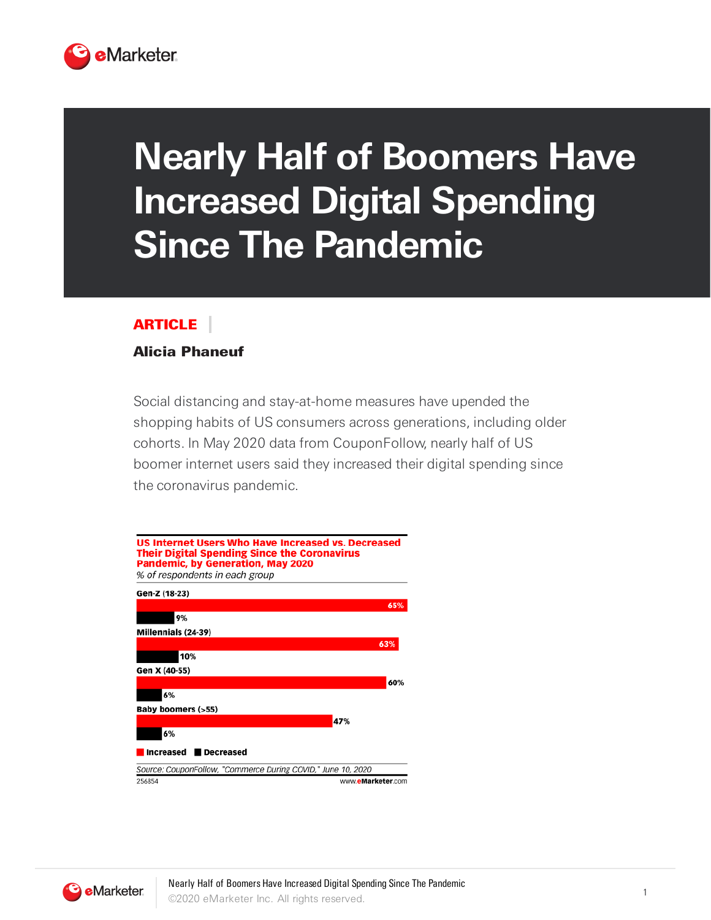# Nearly Half of Boomers Have Increased Digital Spending Since The Pandemic

**ARTICLE**

**Alicia Phaneuf**

Social distancing and stay-at-home measures have upended the shopping habits of US consumers across generations, including older cohorts. In May 2020 data from CouponFollow, nearly half of US boomer internet users said they increased their digital spending since the coronavirus pandemic.

**US Internet Users Who Have Increased vs. Decreased Their Digital Spending Since the Coronavirus Pandemic, by Generation, May 2020**

*% of respondents in each group*

| Generation | Increased | Decreased |
|---|---|---|
| Gen-Z (18-23) | 65% | 9% |
| Millennials (24-39) | 63% | 10% |
| Gen X (40-55) | 60% | 6% |
| Baby boomers (>55) | 47% | 6% |

*Source: CouponFollow, "Commerce During COVID," June 10, 2020*

256854 www.eMarketer.com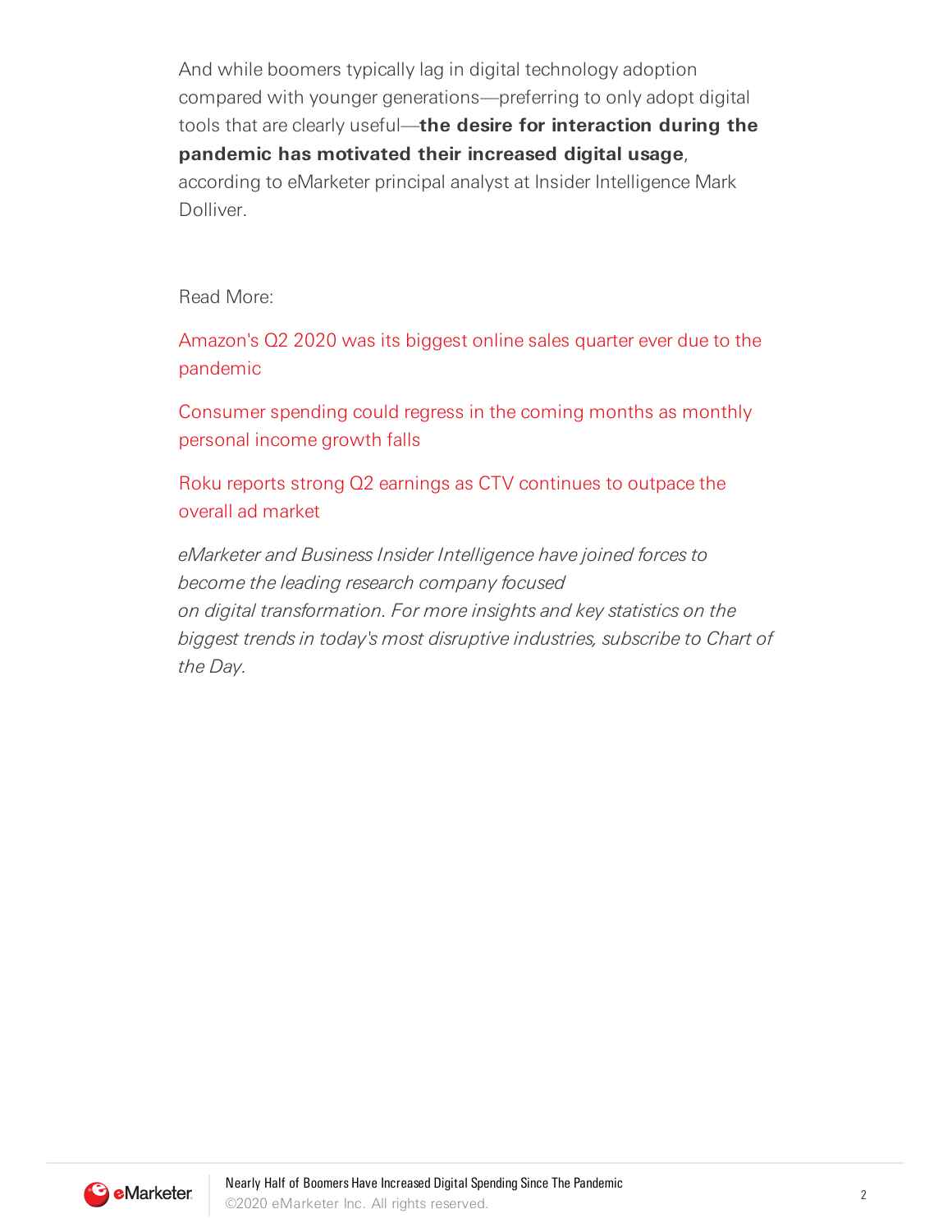And while boomers typically lag in digital technology adoption compared with younger generations—preferring to only adopt digital tools that are clearly useful—**the desire for interaction during the pandemic has motivated their increased digital usage**, according to eMarketer principal analyst at Insider Intelligence Mark Dolliver.

Read More:

Amazon's Q2 2020 was its biggest online sales quarter ever due to the pandemic

Consumer spending could regress in the coming months as monthly personal income growth falls

Roku reports strong Q2 earnings as CTV continues to outpace the overall ad market

*eMarketer and Business Insider Intelligence have joined forces to become the leading research company focused on digital transformation. For more insights and key statistics on the biggest trends in today's most disruptive industries, subscribe to Chart of the Day.*